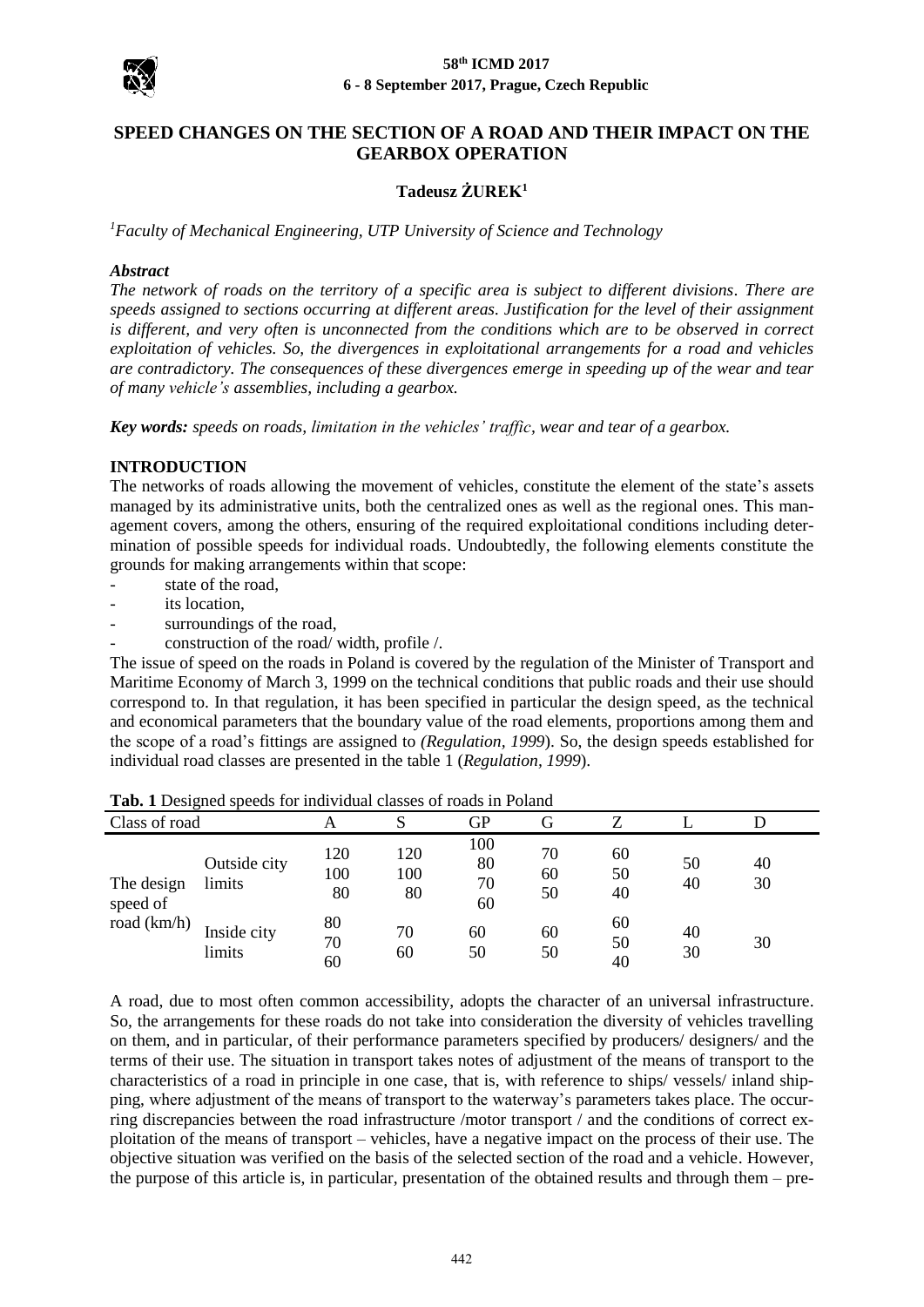# SPEED CHANGES ON THE SECTION OF A ROAD AND THEIR IMPACT ON THE GEARBOX OPERATION

**Tadeusz ŻUREK**[1]

*[1]Faculty of Mechanical Engineering, UTP University of Science and Technology*

***Abstract***

*The network of roads on the territory of a specific area is subject to different divisions. There are speeds assigned to sections occurring at different areas. Justification for the level of their assignment is different, and very often is unconnected from the conditions which are to be observed in correct exploitation of vehicles. So, the divergences in exploitational arrangements for a road and vehicles are contradictory. The consequences of these divergences emerge in speeding up of the wear and tear of many vehicle's assemblies, including a gearbox.*

***Key words:*** *speeds on roads, limitation in the vehicles' traffic, wear and tear of a gearbox.*

## INTRODUCTION

The networks of roads allowing the movement of vehicles, constitute the element of the state's assets managed by its administrative units, both the centralized ones as well as the regional ones. This management covers, among the others, ensuring of the required exploitational conditions including determination of possible speeds for individual roads. Undoubtedly, the following elements constitute the grounds for making arrangements within that scope:

- state of the road,
- its location,
- surroundings of the road,
- construction of the road/ width, profile /.

The issue of speed on the roads in Poland is covered by the regulation of the Minister of Transport and Maritime Economy of March 3, 1999 on the technical conditions that public roads and their use should correspond to. In that regulation, it has been specified in particular the design speed, as the technical and economical parameters that the boundary value of the road elements, proportions among them and the scope of a road's fittings are assigned to *(Regulation, 1999*). So, the design speeds established for individual road classes are presented in the table 1 (*Regulation, 1999*).

**Tab. 1** Designed speeds for individual classes of roads in Poland

| Class of road | | A | S | GP | G | Z | L | D |
|---|---|---|---|---|---|---|---|---|
| The design speed of road (km/h) | Outside city limits | 120<br>100<br>80 | 120<br>100<br>80 | 100<br>80<br>70<br>60 | 70<br>60<br>50 | 60<br>50<br>40 | 50<br>40 | 40<br>30 |
| | Inside city limits | 80<br>70<br>60 | 70<br>60 | 60<br>50 | 60<br>50 | 60<br>50<br>40 | 40<br>30 | 30 |

A road, due to most often common accessibility, adopts the character of an universal infrastructure. So, the arrangements for these roads do not take into consideration the diversity of vehicles travelling on them, and in particular, of their performance parameters specified by producers/ designers/ and the terms of their use. The situation in transport takes notes of adjustment of the means of transport to the characteristics of a road in principle in one case, that is, with reference to ships/ vessels/ inland shipping, where adjustment of the means of transport to the waterway's parameters takes place. The occurring discrepancies between the road infrastructure /motor transport / and the conditions of correct exploitation of the means of transport – vehicles, have a negative impact on the process of their use. The objective situation was verified on the basis of the selected section of the road and a vehicle. However, the purpose of this article is, in particular, presentation of the obtained results and through them – pre-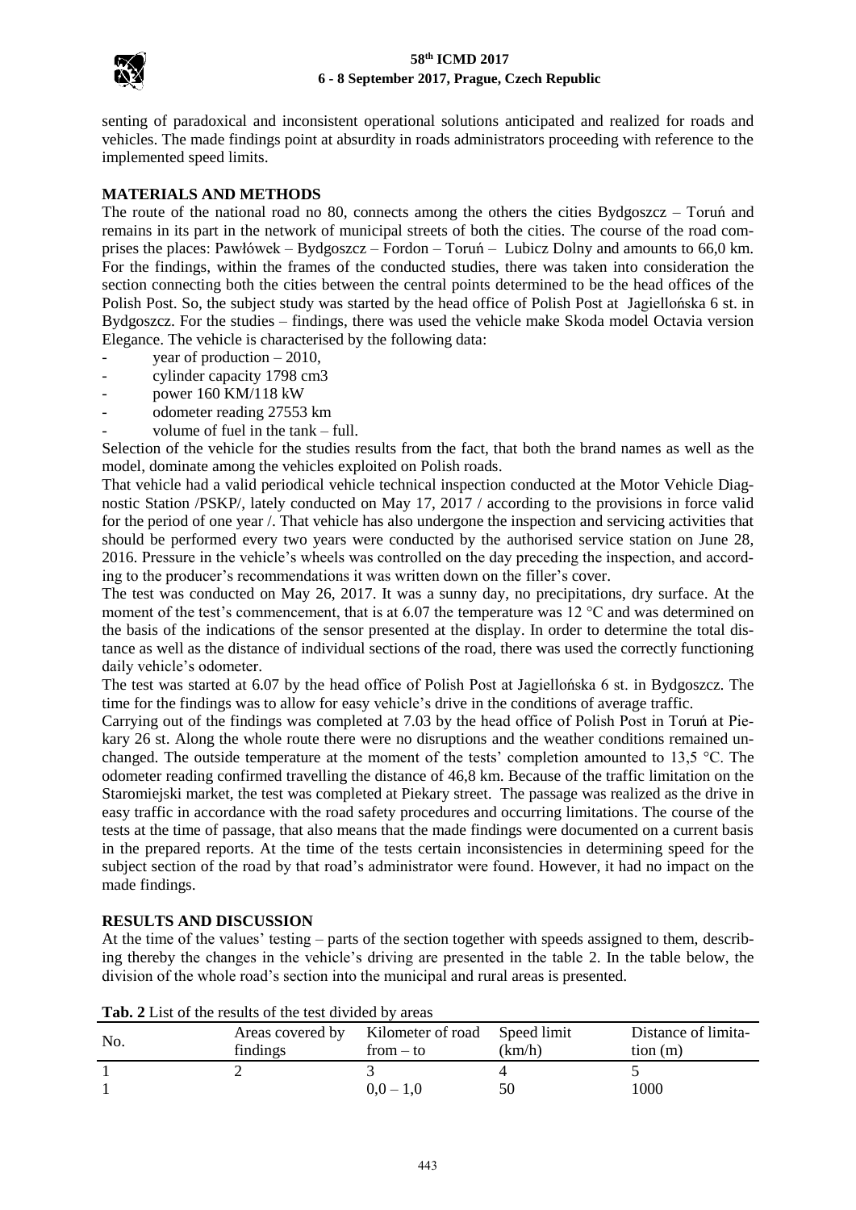senting of paradoxical and inconsistent operational solutions anticipated and realized for roads and vehicles. The made findings point at absurdity in roads administrators proceeding with reference to the implemented speed limits.

## MATERIALS AND METHODS

The route of the national road no 80, connects among the others the cities Bydgoszcz – Toruń and remains in its part in the network of municipal streets of both the cities. The course of the road comprises the places: Pawłówek – Bydgoszcz – Fordon – Toruń – Lubicz Dolny and amounts to 66,0 km. For the findings, within the frames of the conducted studies, there was taken into consideration the section connecting both the cities between the central points determined to be the head offices of the Polish Post. So, the subject study was started by the head office of Polish Post at Jagiellońska 6 st. in Bydgoszcz. For the studies – findings, there was used the vehicle make Skoda model Octavia version Elegance. The vehicle is characterised by the following data:

- year of production – 2010,
- cylinder capacity 1798 cm3
- power 160 KM/118 kW
- odometer reading 27553 km
- volume of fuel in the tank – full.

Selection of the vehicle for the studies results from the fact, that both the brand names as well as the model, dominate among the vehicles exploited on Polish roads.

That vehicle had a valid periodical vehicle technical inspection conducted at the Motor Vehicle Diagnostic Station /PSKP/, lately conducted on May 17, 2017 / according to the provisions in force valid for the period of one year /. That vehicle has also undergone the inspection and servicing activities that should be performed every two years were conducted by the authorised service station on June 28, 2016. Pressure in the vehicle's wheels was controlled on the day preceding the inspection, and according to the producer's recommendations it was written down on the filler's cover.

The test was conducted on May 26, 2017. It was a sunny day, no precipitations, dry surface. At the moment of the test's commencement, that is at 6.07 the temperature was 12 °C and was determined on the basis of the indications of the sensor presented at the display. In order to determine the total distance as well as the distance of individual sections of the road, there was used the correctly functioning daily vehicle's odometer.

The test was started at 6.07 by the head office of Polish Post at Jagiellońska 6 st. in Bydgoszcz. The time for the findings was to allow for easy vehicle's drive in the conditions of average traffic.

Carrying out of the findings was completed at 7.03 by the head office of Polish Post in Toruń at Piekary 26 st. Along the whole route there were no disruptions and the weather conditions remained unchanged. The outside temperature at the moment of the tests' completion amounted to 13,5 °C. The odometer reading confirmed travelling the distance of 46,8 km. Because of the traffic limitation on the Staromiejski market, the test was completed at Piekary street. The passage was realized as the drive in easy traffic in accordance with the road safety procedures and occurring limitations. The course of the tests at the time of passage, that also means that the made findings were documented on a current basis in the prepared reports. At the time of the tests certain inconsistencies in determining speed for the subject section of the road by that road's administrator were found. However, it had no impact on the made findings.

## RESULTS AND DISCUSSION

At the time of the values' testing – parts of the section together with speeds assigned to them, describing thereby the changes in the vehicle's driving are presented in the table 2. In the table below, the division of the whole road's section into the municipal and rural areas is presented.

**Tab. 2** List of the results of the test divided by areas

| No. | Areas covered by findings | Kilometer of road from – to | Speed limit (km/h) | Distance of limitation (m) |
|---|---|---|---|---|
| 1 | 2 | 3 | 4 | 5 |
| 1 | | 0,0 – 1,0 | 50 | 1000 |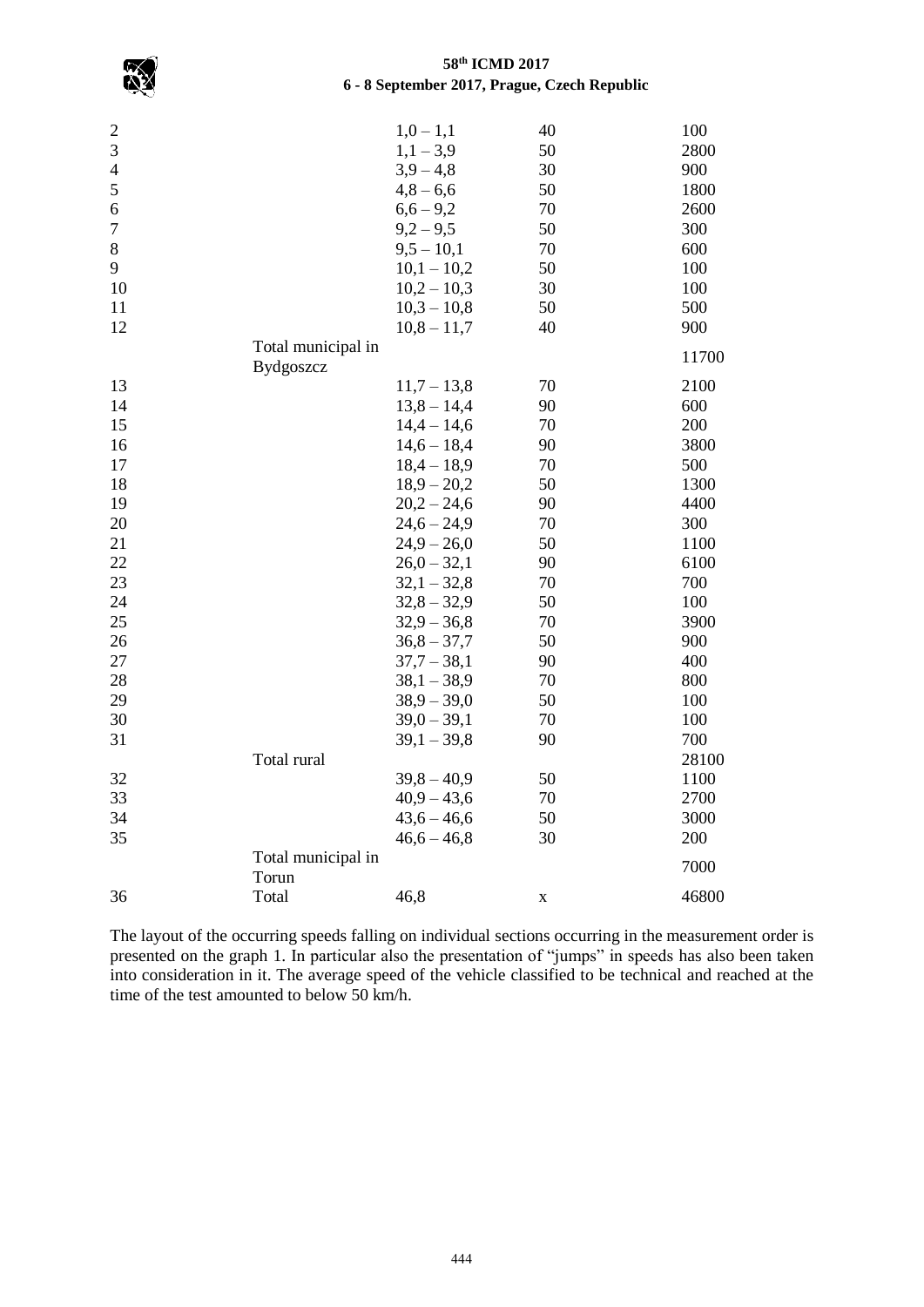| | | | | |
|---|---|---|---|---|
| 2 | | 1,0 – 1,1 | 40 | 100 |
| 3 | | 1,1 – 3,9 | 50 | 2800 |
| 4 | | 3,9 – 4,8 | 30 | 900 |
| 5 | | 4,8 – 6,6 | 50 | 1800 |
| 6 | | 6,6 – 9,2 | 70 | 2600 |
| 7 | | 9,2 – 9,5 | 50 | 300 |
| 8 | | 9,5 – 10,1 | 70 | 600 |
| 9 | | 10,1 – 10,2 | 50 | 100 |
| 10 | | 10,2 – 10,3 | 30 | 100 |
| 11 | | 10,3 – 10,8 | 50 | 500 |
| 12 | | 10,8 – 11,7 | 40 | 900 |
| | Total municipal in Bydgoszcz | | | 11700 |
| 13 | | 11,7 – 13,8 | 70 | 2100 |
| 14 | | 13,8 – 14,4 | 90 | 600 |
| 15 | | 14,4 – 14,6 | 70 | 200 |
| 16 | | 14,6 – 18,4 | 90 | 3800 |
| 17 | | 18,4 – 18,9 | 70 | 500 |
| 18 | | 18,9 – 20,2 | 50 | 1300 |
| 19 | | 20,2 – 24,6 | 90 | 4400 |
| 20 | | 24,6 – 24,9 | 70 | 300 |
| 21 | | 24,9 – 26,0 | 50 | 1100 |
| 22 | | 26,0 – 32,1 | 90 | 6100 |
| 23 | | 32,1 – 32,8 | 70 | 700 |
| 24 | | 32,8 – 32,9 | 50 | 100 |
| 25 | | 32,9 – 36,8 | 70 | 3900 |
| 26 | | 36,8 – 37,7 | 50 | 900 |
| 27 | | 37,7 – 38,1 | 90 | 400 |
| 28 | | 38,1 – 38,9 | 70 | 800 |
| 29 | | 38,9 – 39,0 | 50 | 100 |
| 30 | | 39,0 – 39,1 | 70 | 100 |
| 31 | | 39,1 – 39,8 | 90 | 700 |
| | Total rural | | | 28100 |
| 32 | | 39,8 – 40,9 | 50 | 1100 |
| 33 | | 40,9 – 43,6 | 70 | 2700 |
| 34 | | 43,6 – 46,6 | 50 | 3000 |
| 35 | | 46,6 – 46,8 | 30 | 200 |
| | Total municipal in Torun | | | 7000 |
| 36 | Total | 46,8 | x | 46800 |

The layout of the occurring speeds falling on individual sections occurring in the measurement order is presented on the graph 1. In particular also the presentation of "jumps" in speeds has also been taken into consideration in it. The average speed of the vehicle classified to be technical and reached at the time of the test amounted to below 50 km/h.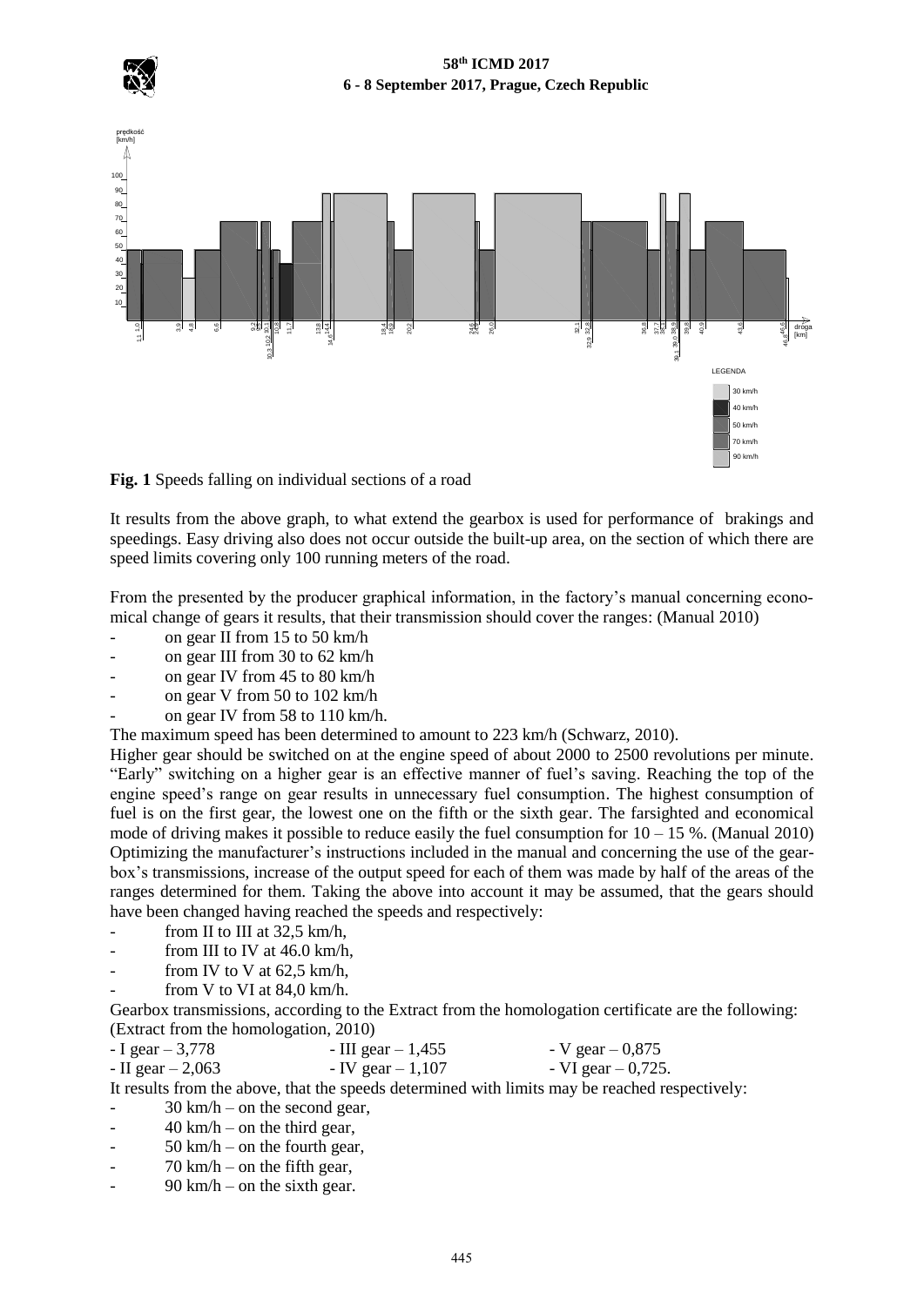**Fig. 1** Speeds falling on individual sections of a road

It results from the above graph, to what extend the gearbox is used for performance of brakings and speedings. Easy driving also does not occur outside the built-up area, on the section of which there are speed limits covering only 100 running meters of the road.

From the presented by the producer graphical information, in the factory's manual concerning economical change of gears it results, that their transmission should cover the ranges: (Manual 2010)

- on gear II from 15 to 50 km/h
- on gear III from 30 to 62 km/h
- on gear IV from 45 to 80 km/h
- on gear V from 50 to 102 km/h
- on gear IV from 58 to 110 km/h.

The maximum speed has been determined to amount to 223 km/h (Schwarz, 2010).

Higher gear should be switched on at the engine speed of about 2000 to 2500 revolutions per minute. "Early" switching on a higher gear is an effective manner of fuel's saving. Reaching the top of the engine speed's range on gear results in unnecessary fuel consumption. The highest consumption of fuel is on the first gear, the lowest one on the fifth or the sixth gear. The farsighted and economical mode of driving makes it possible to reduce easily the fuel consumption for 10 – 15 %. (Manual 2010) Optimizing the manufacturer's instructions included in the manual and concerning the use of the gearbox's transmissions, increase of the output speed for each of them was made by half of the areas of the ranges determined for them. Taking the above into account it may be assumed, that the gears should have been changed having reached the speeds and respectively:

- from II to III at 32,5 km/h,
- from III to IV at 46.0 km/h,
- from IV to V at 62,5 km/h,
- from V to VI at 84,0 km/h.

Gearbox transmissions, according to the Extract from the homologation certificate are the following: (Extract from the homologation, 2010)

- I gear – 3,778
- II gear – 2,063
- III gear – 1,455
- IV gear – 1,107
- V gear – 0,875
- VI gear – 0,725.

It results from the above, that the speeds determined with limits may be reached respectively:

- 30 km/h – on the second gear,
- 40 km/h – on the third gear,
- 50 km/h – on the fourth gear,
- 70 km/h – on the fifth gear,
- 90 km/h – on the sixth gear.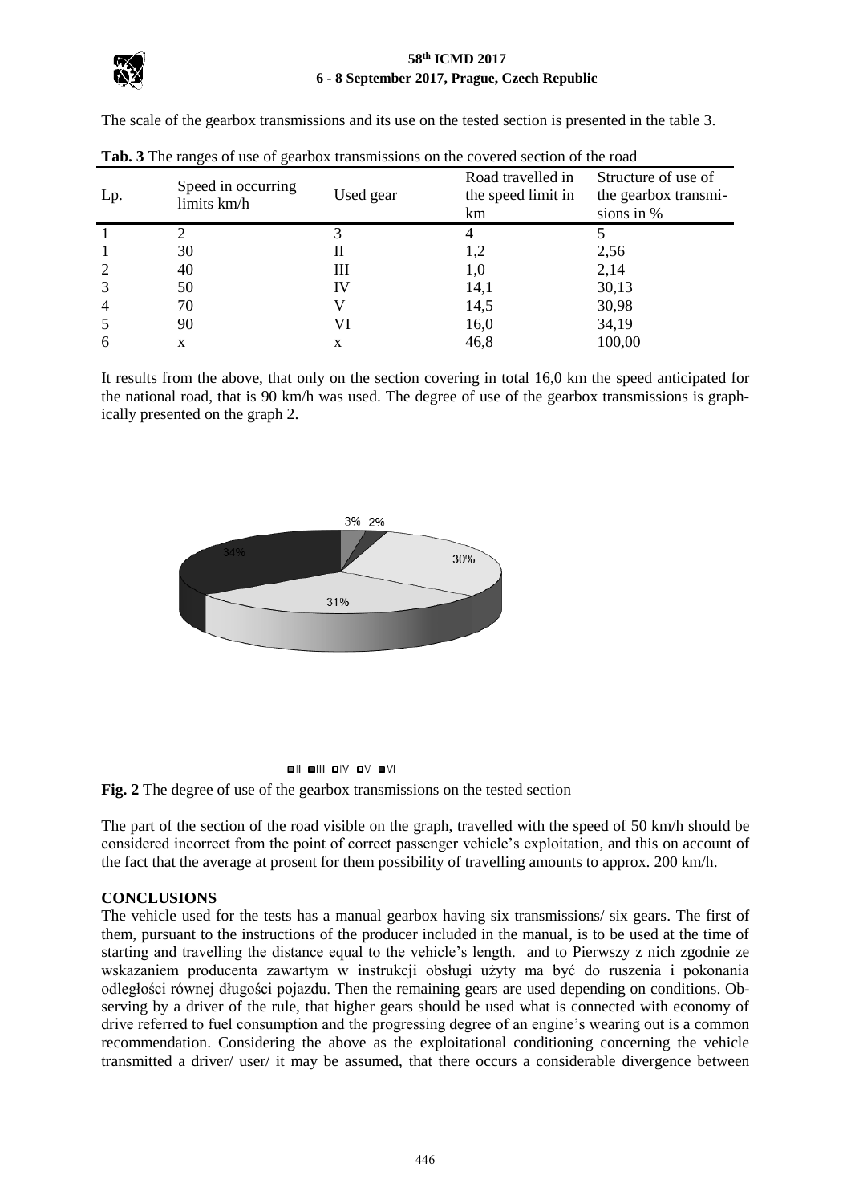The scale of the gearbox transmissions and its use on the tested section is presented in the table 3.

**Tab. 3** The ranges of use of gearbox transmissions on the covered section of the road

| Lp. | Speed in occurring limits km/h | Used gear | Road travelled in the speed limit in km | Structure of use of the gearbox transmisions in % |
|---|---|---|---|---|
| 1 | 2 | 3 | 4 | 5 |
| 1 | 30 | II | 1,2 | 2,56 |
| 2 | 40 | III | 1,0 | 2,14 |
| 3 | 50 | IV | 14,1 | 30,13 |
| 4 | 70 | V | 14,5 | 30,98 |
| 5 | 90 | VI | 16,0 | 34,19 |
| 6 | x | x | 46,8 | 100,00 |

It results from the above, that only on the section covering in total 16,0 km the speed anticipated for the national road, that is 90 km/h was used. The degree of use of the gearbox transmissions is graphically presented on the graph 2.

**Fig. 2** The degree of use of the gearbox transmissions on the tested section

The part of the section of the road visible on the graph, travelled with the speed of 50 km/h should be considered incorrect from the point of correct passenger vehicle's exploitation, and this on account of the fact that the average at prosent for them possibility of travelling amounts to approx. 200 km/h.

**CONCLUSIONS**

The vehicle used for the tests has a manual gearbox having six transmissions/ six gears. The first of them, pursuant to the instructions of the producer included in the manual, is to be used at the time of starting and travelling the distance equal to the vehicle's length. and to Pierwszy z nich zgodnie ze wskazaniem producenta zawartym w instrukcji obsługi użyty ma być do ruszenia i pokonania odległości równej długości pojazdu. Then the remaining gears are used depending on conditions. Observing by a driver of the rule, that higher gears should be used what is connected with economy of drive referred to fuel consumption and the progressing degree of an engine's wearing out is a common recommendation. Considering the above as the exploitational conditioning concerning the vehicle transmitted a driver/ user/ it may be assumed, that there occurs a considerable divergence between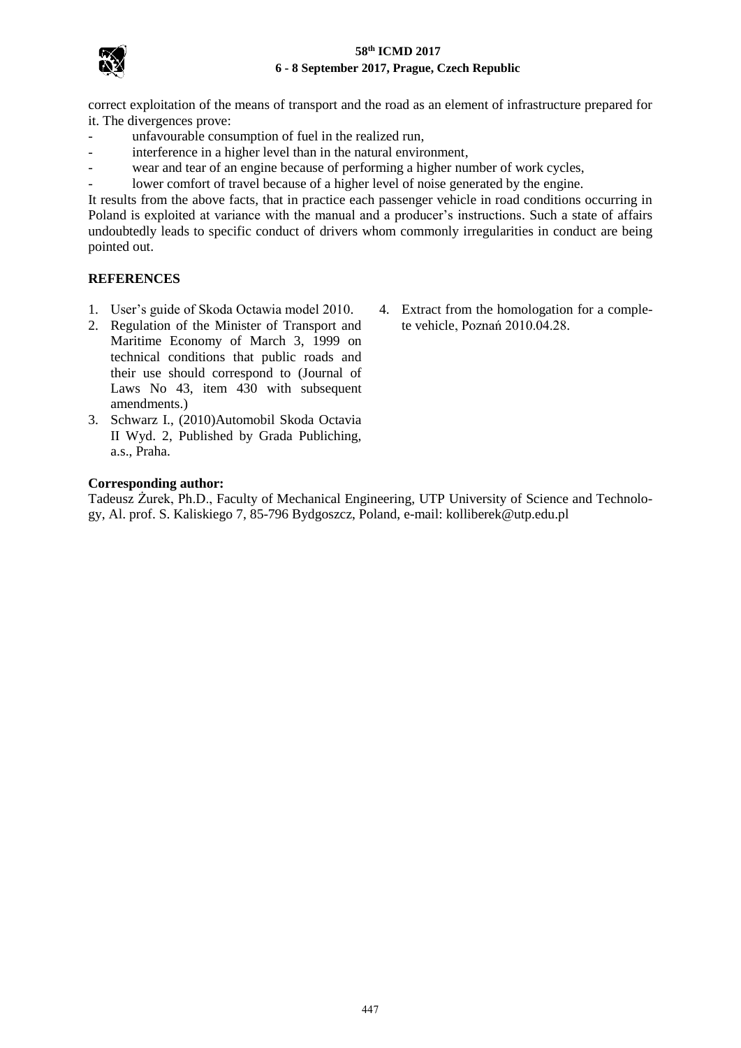correct exploitation of the means of transport and the road as an element of infrastructure prepared for it. The divergences prove:

- unfavourable consumption of fuel in the realized run,
- interference in a higher level than in the natural environment,
- wear and tear of an engine because of performing a higher number of work cycles,
- lower comfort of travel because of a higher level of noise generated by the engine.

It results from the above facts, that in practice each passenger vehicle in road conditions occurring in Poland is exploited at variance with the manual and a producer's instructions. Such a state of affairs undoubtedly leads to specific conduct of drivers whom commonly irregularities in conduct are being pointed out.

## REFERENCES

1. User's guide of Skoda Octawia model 2010.
2. Regulation of the Minister of Transport and Maritime Economy of March 3, 1999 on technical conditions that public roads and their use should correspond to (Journal of Laws No 43, item 430 with subsequent amendments.)
3. Schwarz I., (2010)Automobil Skoda Octavia II Wyd. 2, Published by Grada Publiching, a.s., Praha.
4. Extract from the homologation for a complete vehicle, Poznań 2010.04.28.

**Corresponding author:**

Tadeusz Żurek, Ph.D., Faculty of Mechanical Engineering, UTP University of Science and Technology, Al. prof. S. Kaliskiego 7, 85-796 Bydgoszcz, Poland, e-mail: kolliberek@utp.edu.pl